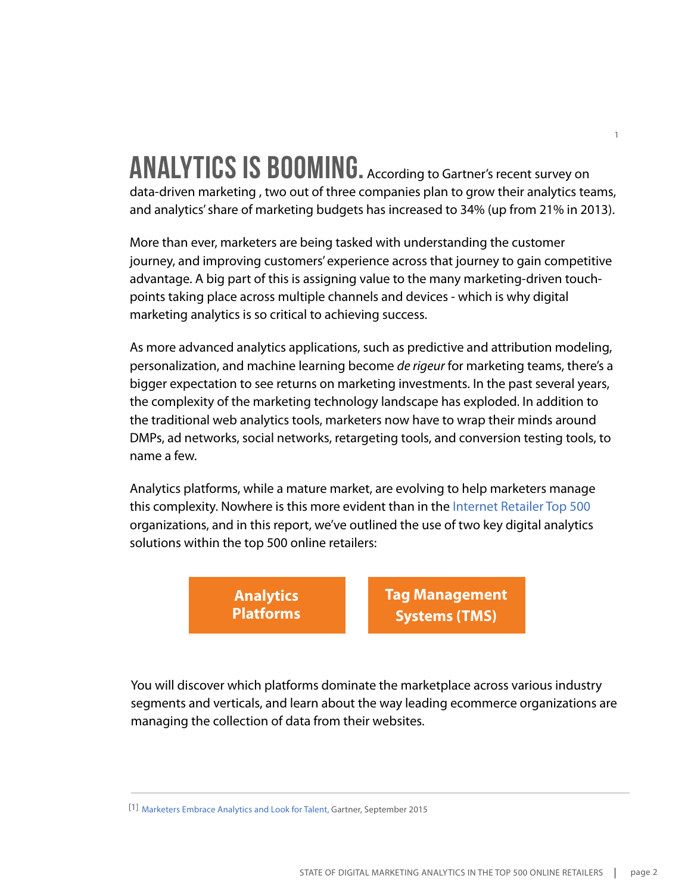**ANALYTICS IS BOOMING.** According to Gartner's recent survey on data-driven marketing , two out of three companies plan to grow their analytics teams, and analytics' share of marketing budgets has increased to 34% (up from 21% in 2013).[1]

More than ever, marketers are being tasked with understanding the customer journey, and improving customers' experience across that journey to gain competitive advantage. A big part of this is assigning value to the many marketing-driven touch-points taking place across multiple channels and devices - which is why digital marketing analytics is so critical to achieving success.

As more advanced analytics applications, such as predictive and attribution modeling, personalization, and machine learning become *de rigeur* for marketing teams, there's a bigger expectation to see returns on marketing investments. In the past several years, the complexity of the marketing technology landscape has exploded. In addition to the traditional web analytics tools, marketers now have to wrap their minds around DMPs, ad networks, social networks, retargeting tools, and conversion testing tools, to name a few.

Analytics platforms, while a mature market, are evolving to help marketers manage this complexity. Nowhere is this more evident than in the Internet Retailer Top 500 organizations, and in this report, we've outlined the use of two key digital analytics solutions within the top 500 online retailers:

**Analytics Platforms**

**Tag Management Systems (TMS)**

You will discover which platforms dominate the marketplace across various industry segments and verticals, and learn about the way leading ecommerce organizations are managing the collection of data from their websites.

---

[1] Marketers Embrace Analytics and Look for Talent, Gartner, September 2015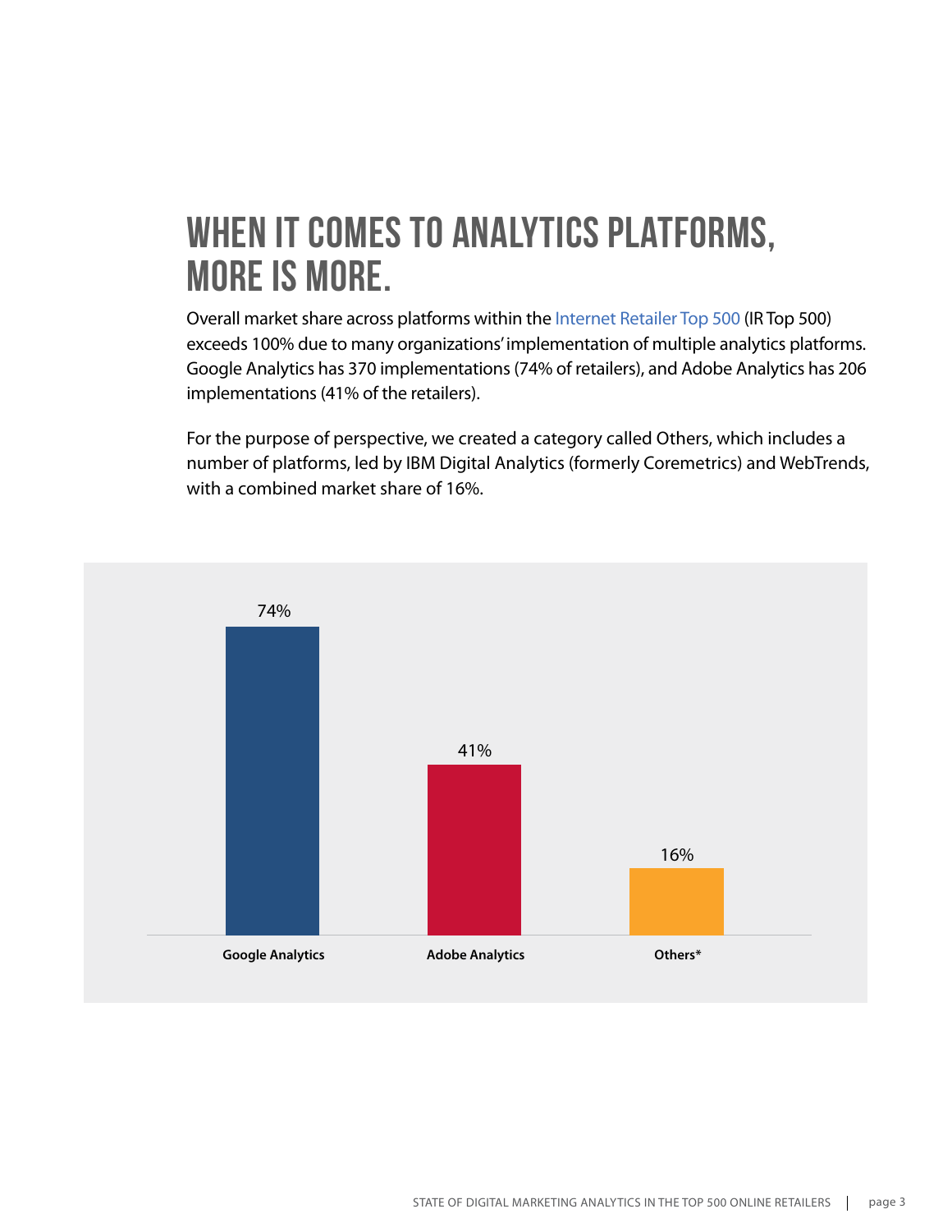# WHEN IT COMES TO ANALYTICS PLATFORMS, MORE IS MORE.

Overall market share across platforms within the Internet Retailer Top 500 (IR Top 500) exceeds 100% due to many organizations' implementation of multiple analytics platforms. Google Analytics has 370 implementations (74% of retailers), and Adobe Analytics has 206 implementations (41% of the retailers).

For the purpose of perspective, we created a category called Others, which includes a number of platforms, led by IBM Digital Analytics (formerly Coremetrics) and WebTrends, with a combined market share of 16%.

| Platform | Share |
|---|---|
| Google Analytics | 74% |
| Adobe Analytics | 41% |
| Others* | 16% |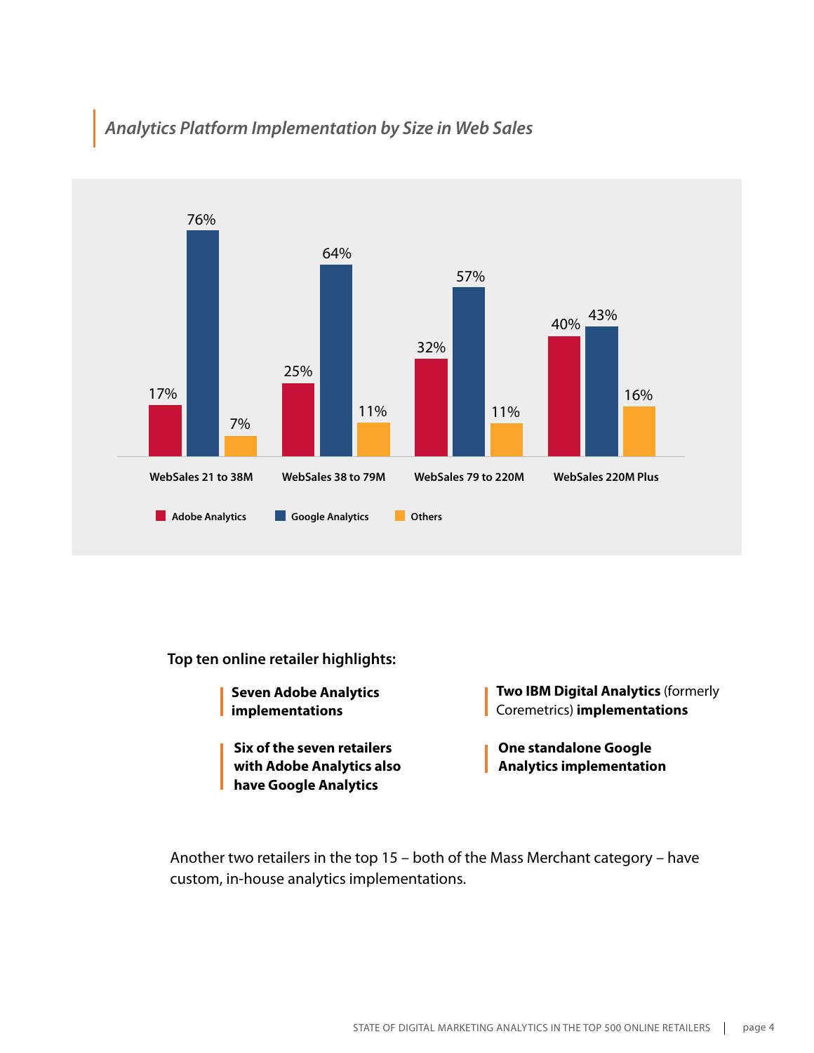*Analytics Platform Implementation by Size in Web Sales*

| | Adobe Analytics | Google Analytics | Others |
|---|---|---|---|
| WebSales 21 to 38M | 17% | 76% | 7% |
| WebSales 38 to 79M | 25% | 64% | 11% |
| WebSales 79 to 220M | 32% | 57% | 11% |
| WebSales 220M Plus | 40% | 43% | 16% |

**Top ten online retailer highlights:**

- **Seven Adobe Analytics implementations**
- **Six of the seven retailers with Adobe Analytics also have Google Analytics**
- **Two IBM Digital Analytics** (formerly Coremetrics) **implementations**
- **One standalone Google Analytics implementation**

Another two retailers in the top 15 – both of the Mass Merchant category – have custom, in-house analytics implementations.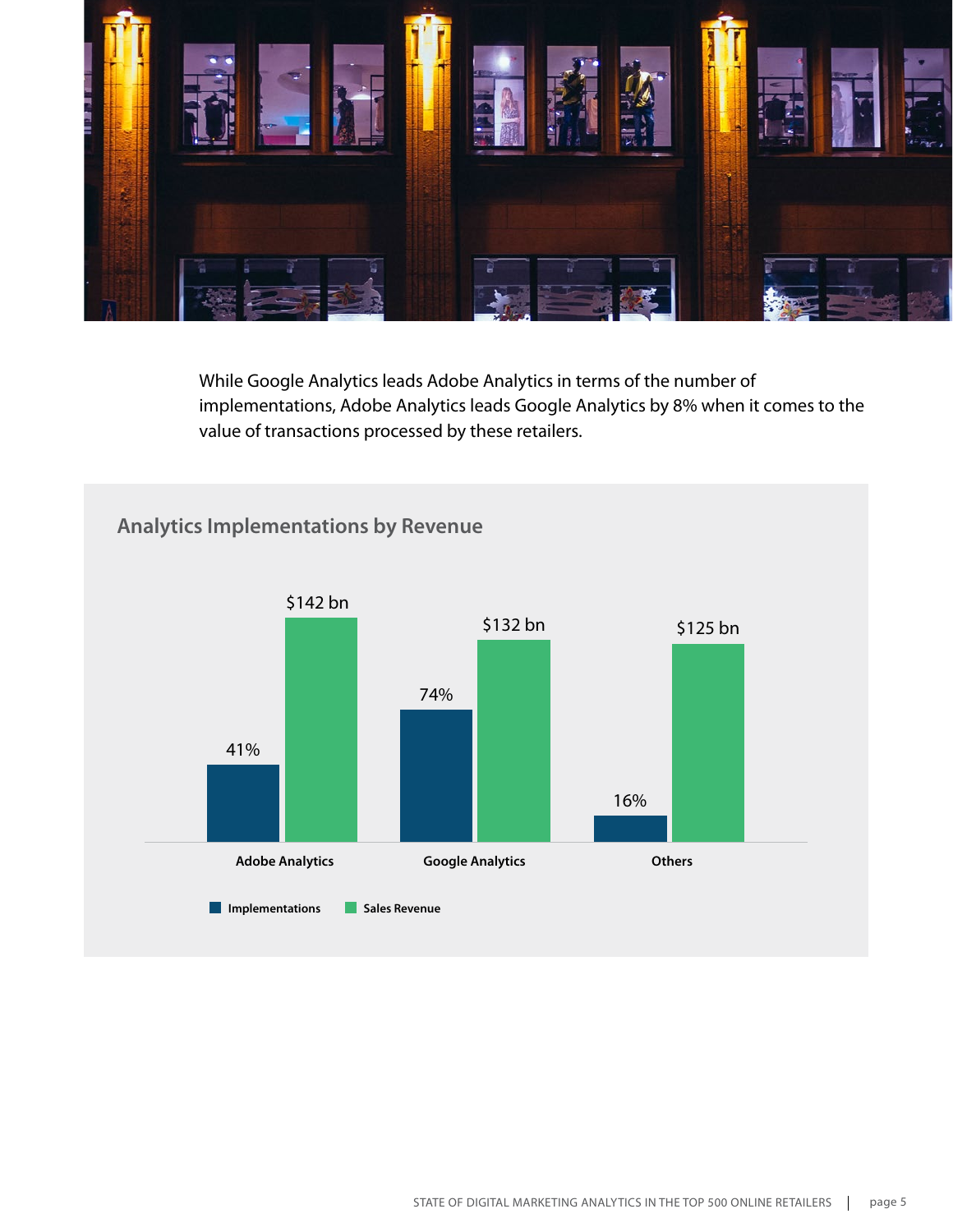While Google Analytics leads Adobe Analytics in terms of the number of implementations, Adobe Analytics leads Google Analytics by 8% when it comes to the value of transactions processed by these retailers.

## Analytics Implementations by Revenue

| | Implementations | Sales Revenue |
|---|---|---|
| Adobe Analytics | 41% | $142 bn |
| Google Analytics | 74% | $132 bn |
| Others | 16% | $125 bn |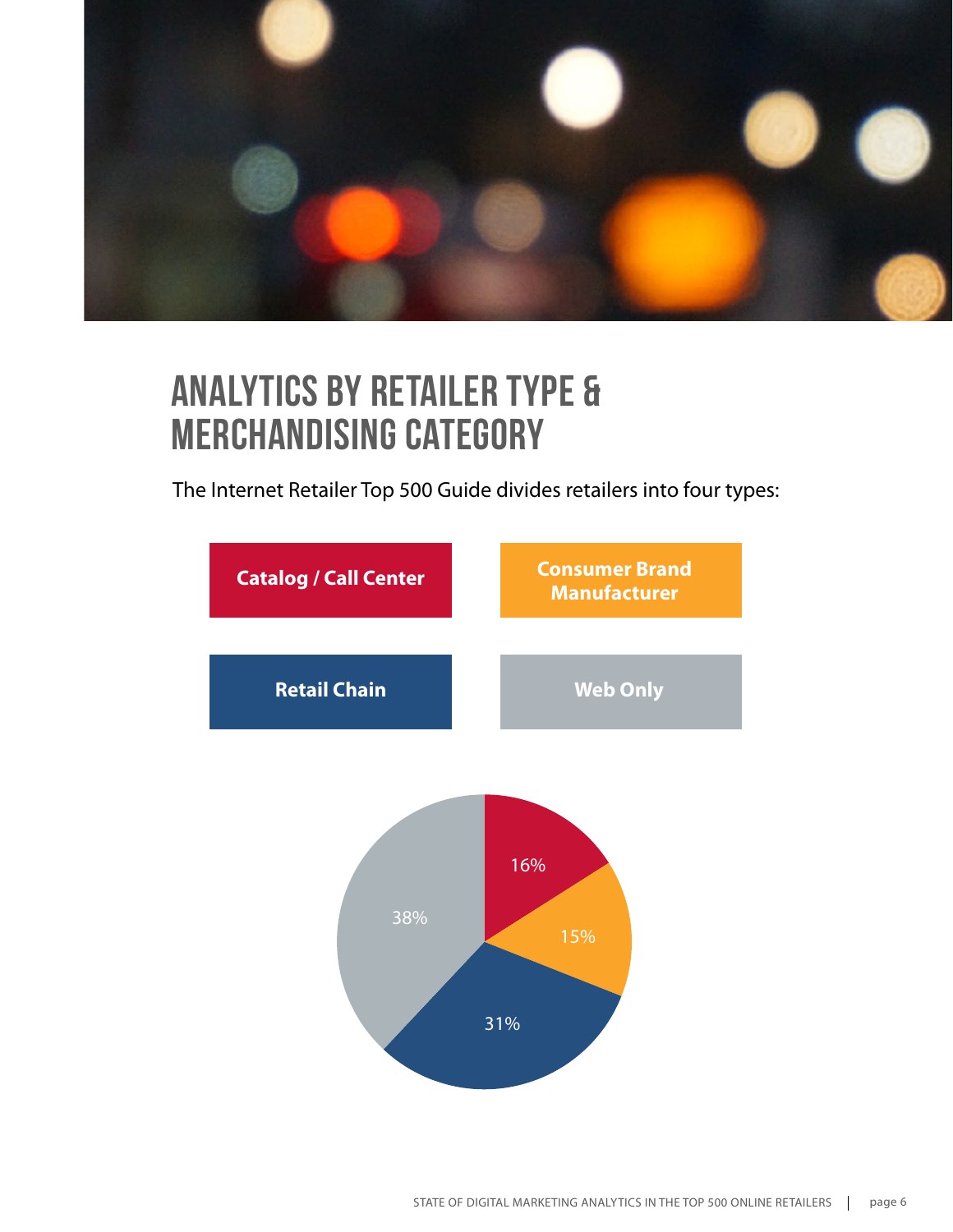# ANALYTICS BY RETAILER TYPE & MERCHANDISING CATEGORY

The Internet Retailer Top 500 Guide divides retailers into four types:

- **Catalog / Call Center**
- **Consumer Brand Manufacturer**
- **Retail Chain**
- **Web Only**

| Retailer Type | Share |
|---|---|
| Catalog / Call Center | 16% |
| Consumer Brand Manufacturer | 15% |
| Retail Chain | 31% |
| Web Only | 38% |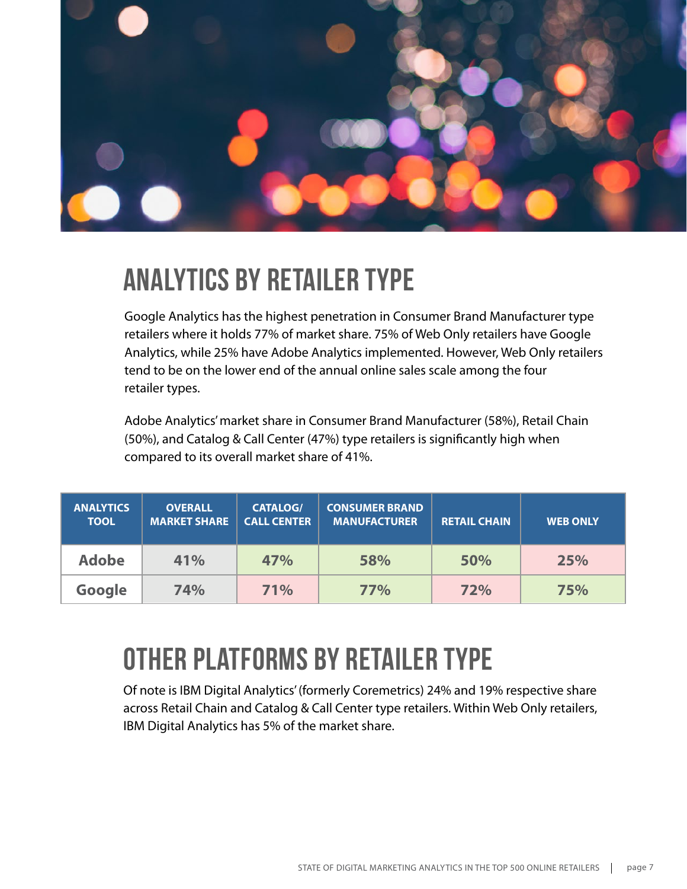# ANALYTICS BY RETAILER TYPE

Google Analytics has the highest penetration in Consumer Brand Manufacturer type retailers where it holds 77% of market share. 75% of Web Only retailers have Google Analytics, while 25% have Adobe Analytics implemented. However, Web Only retailers tend to be on the lower end of the annual online sales scale among the four retailer types.

Adobe Analytics' market share in Consumer Brand Manufacturer (58%), Retail Chain (50%), and Catalog & Call Center (47%) type retailers is significantly high when compared to its overall market share of 41%.

| ANALYTICS TOOL | OVERALL MARKET SHARE | CATALOG/ CALL CENTER | CONSUMER BRAND MANUFACTURER | RETAIL CHAIN | WEB ONLY |
|---|---|---|---|---|---|
| Adobe | 41% | 47% | 58% | 50% | 25% |
| Google | 74% | 71% | 77% | 72% | 75% |

# OTHER PLATFORMS BY RETAILER TYPE

Of note is IBM Digital Analytics' (formerly Coremetrics) 24% and 19% respective share across Retail Chain and Catalog & Call Center type retailers. Within Web Only retailers, IBM Digital Analytics has 5% of the market share.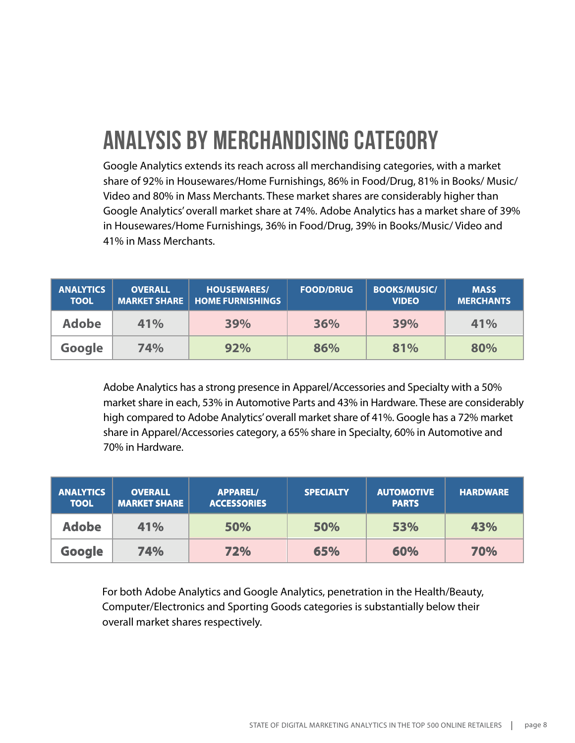# ANALYSIS BY MERCHANDISING CATEGORY

Google Analytics extends its reach across all merchandising categories, with a market share of 92% in Housewares/Home Furnishings, 86% in Food/Drug, 81% in Books/ Music/ Video and 80% in Mass Merchants. These market shares are considerably higher than Google Analytics' overall market share at 74%. Adobe Analytics has a market share of 39% in Housewares/Home Furnishings, 36% in Food/Drug, 39% in Books/Music/ Video and 41% in Mass Merchants.

| ANALYTICS TOOL | OVERALL MARKET SHARE | HOUSEWARES/ HOME FURNISHINGS | FOOD/DRUG | BOOKS/MUSIC/ VIDEO | MASS MERCHANTS |
|---|---|---|---|---|---|
| Adobe | 41% | 39% | 36% | 39% | 41% |
| Google | 74% | 92% | 86% | 81% | 80% |

Adobe Analytics has a strong presence in Apparel/Accessories and Specialty with a 50% market share in each, 53% in Automotive Parts and 43% in Hardware. These are considerably high compared to Adobe Analytics' overall market share of 41%. Google has a 72% market share in Apparel/Accessories category, a 65% share in Specialty, 60% in Automotive and 70% in Hardware.

| ANALYTICS TOOL | OVERALL MARKET SHARE | APPAREL/ ACCESSORIES | SPECIALTY | AUTOMOTIVE PARTS | HARDWARE |
|---|---|---|---|---|---|
| Adobe | 41% | 50% | 50% | 53% | 43% |
| Google | 74% | 72% | 65% | 60% | 70% |

For both Adobe Analytics and Google Analytics, penetration in the Health/Beauty, Computer/Electronics and Sporting Goods categories is substantially below their overall market shares respectively.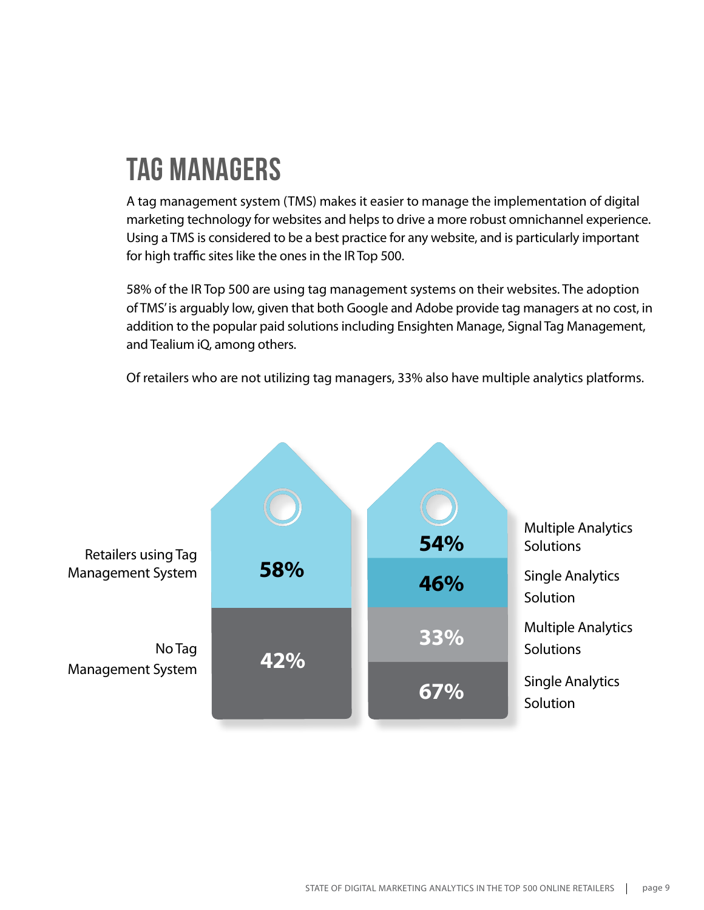# TAG MANAGERS

A tag management system (TMS) makes it easier to manage the implementation of digital marketing technology for websites and helps to drive a more robust omnichannel experience. Using a TMS is considered to be a best practice for any website, and is particularly important for high traffic sites like the ones in the IR Top 500.

58% of the IR Top 500 are using tag management systems on their websites. The adoption of TMS' is arguably low, given that both Google and Adobe provide tag managers at no cost, in addition to the popular paid solutions including Ensighten Manage, Signal Tag Management, and Tealium iQ, among others.

Of retailers who are not utilizing tag managers, 33% also have multiple analytics platforms.

| | | | |
|---|---|---|---|
| Retailers using Tag Management System | 58% | 54% | Multiple Analytics Solutions |
| | | 46% | Single Analytics Solution |
| No Tag Management System | 42% | 33% | Multiple Analytics Solutions |
| | | 67% | Single Analytics Solution |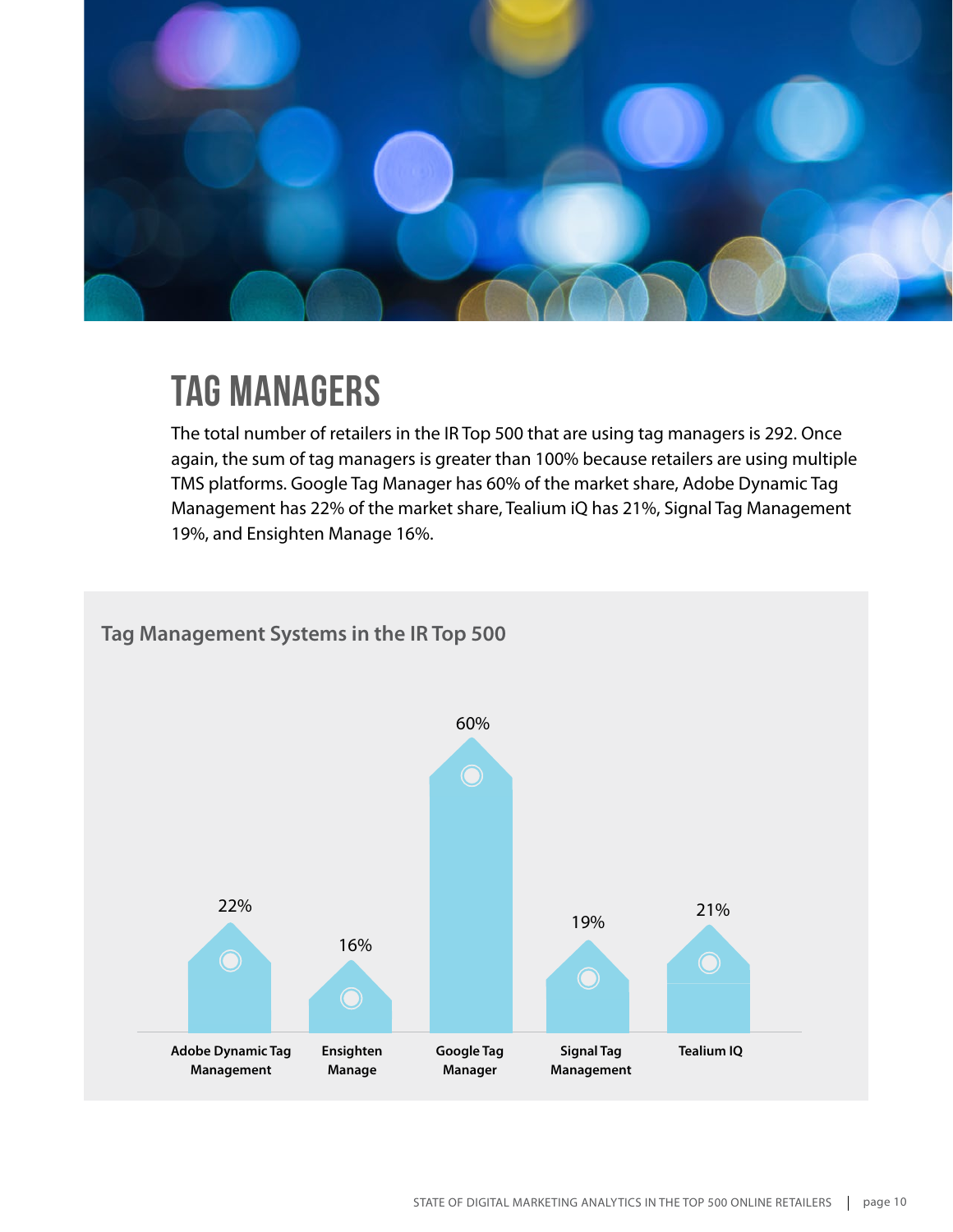# TAG MANAGERS

The total number of retailers in the IR Top 500 that are using tag managers is 292. Once again, the sum of tag managers is greater than 100% because retailers are using multiple TMS platforms. Google Tag Manager has 60% of the market share, Adobe Dynamic Tag Management has 22% of the market share, Tealium iQ has 21%, Signal Tag Management 19%, and Ensighten Manage 16%.

**Tag Management Systems in the IR Top 500**

| Tag Management System | Share |
|---|---|
| Adobe Dynamic Tag Management | 22% |
| Ensighten Manage | 16% |
| Google Tag Manager | 60% |
| Signal Tag Management | 19% |
| Tealium IQ | 21% |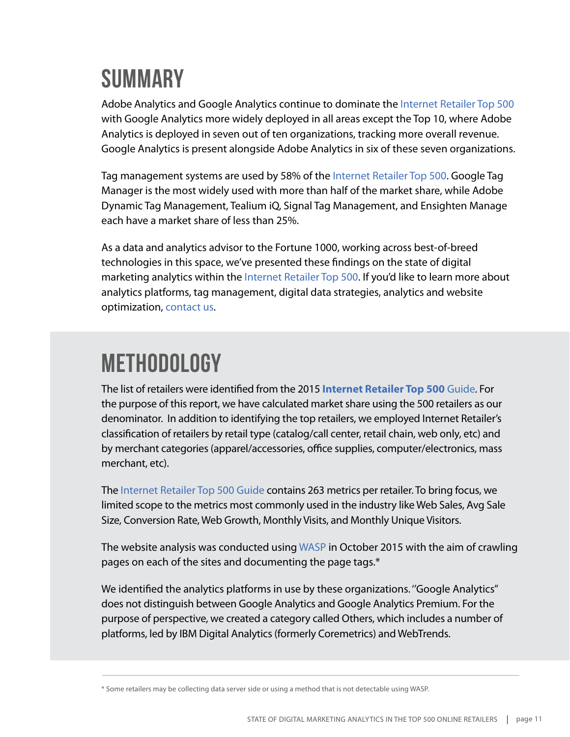# SUMMARY

Adobe Analytics and Google Analytics continue to dominate the Internet Retailer Top 500 with Google Analytics more widely deployed in all areas except the Top 10, where Adobe Analytics is deployed in seven out of ten organizations, tracking more overall revenue. Google Analytics is present alongside Adobe Analytics in six of these seven organizations.

Tag management systems are used by 58% of the Internet Retailer Top 500. Google Tag Manager is the most widely used with more than half of the market share, while Adobe Dynamic Tag Management, Tealium iQ, Signal Tag Management, and Ensighten Manage each have a market share of less than 25%.

As a data and analytics advisor to the Fortune 1000, working across best-of-breed technologies in this space, we've presented these findings on the state of digital marketing analytics within the Internet Retailer Top 500. If you'd like to learn more about analytics platforms, tag management, digital data strategies, analytics and website optimization, contact us.

# METHODOLOGY

The list of retailers were identified from the 2015 **Internet Retailer Top 500** Guide. For the purpose of this report, we have calculated market share using the 500 retailers as our denominator. In addition to identifying the top retailers, we employed Internet Retailer's classification of retailers by retail type (catalog/call center, retail chain, web only, etc) and by merchant categories (apparel/accessories, office supplies, computer/electronics, mass merchant, etc).

The Internet Retailer Top 500 Guide contains 263 metrics per retailer. To bring focus, we limited scope to the metrics most commonly used in the industry like Web Sales, Avg Sale Size, Conversion Rate, Web Growth, Monthly Visits, and Monthly Unique Visitors.

The website analysis was conducted using WASP in October 2015 with the aim of crawling pages on each of the sites and documenting the page tags.*

We identified the analytics platforms in use by these organizations. "Google Analytics" does not distinguish between Google Analytics and Google Analytics Premium. For the purpose of perspective, we created a category called Others, which includes a number of platforms, led by IBM Digital Analytics (formerly Coremetrics) and WebTrends.

* Some retailers may be collecting data server side or using a method that is not detectable using WASP.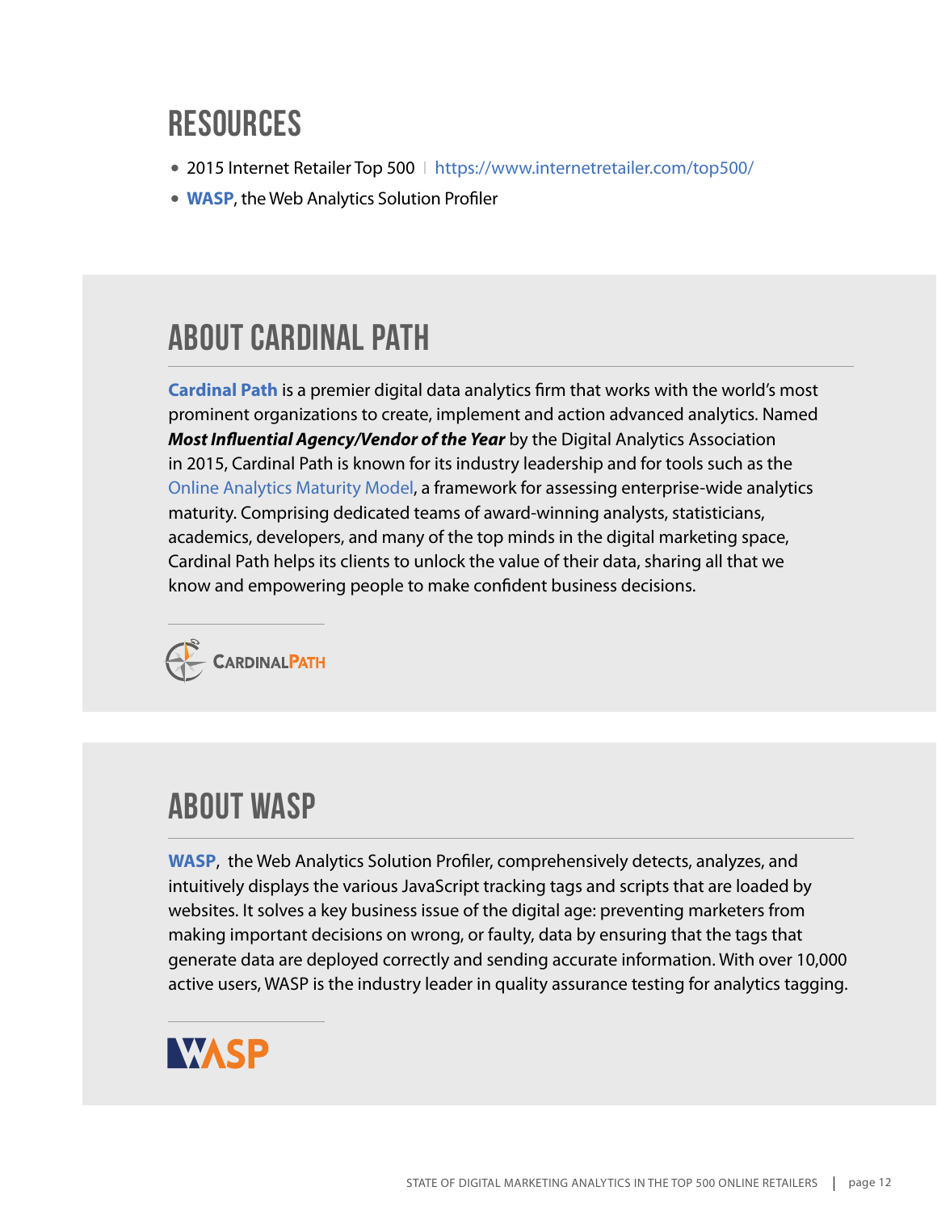# RESOURCES

- 2015 Internet Retailer Top 500 | https://www.internetretailer.com/top500/
- **WASP**, the Web Analytics Solution Profiler

# ABOUT CARDINAL PATH

**Cardinal Path** is a premier digital data analytics firm that works with the world's most prominent organizations to create, implement and action advanced analytics. Named ***Most Influential Agency/Vendor of the Year*** by the Digital Analytics Association in 2015, Cardinal Path is known for its industry leadership and for tools such as the Online Analytics Maturity Model, a framework for assessing enterprise-wide analytics maturity. Comprising dedicated teams of award-winning analysts, statisticians, academics, developers, and many of the top minds in the digital marketing space, Cardinal Path helps its clients to unlock the value of their data, sharing all that we know and empowering people to make confident business decisions.

# ABOUT WASP

**WASP**, the Web Analytics Solution Profiler, comprehensively detects, analyzes, and intuitively displays the various JavaScript tracking tags and scripts that are loaded by websites. It solves a key business issue of the digital age: preventing marketers from making important decisions on wrong, or faulty, data by ensuring that the tags that generate data are deployed correctly and sending accurate information. With over 10,000 active users, WASP is the industry leader in quality assurance testing for analytics tagging.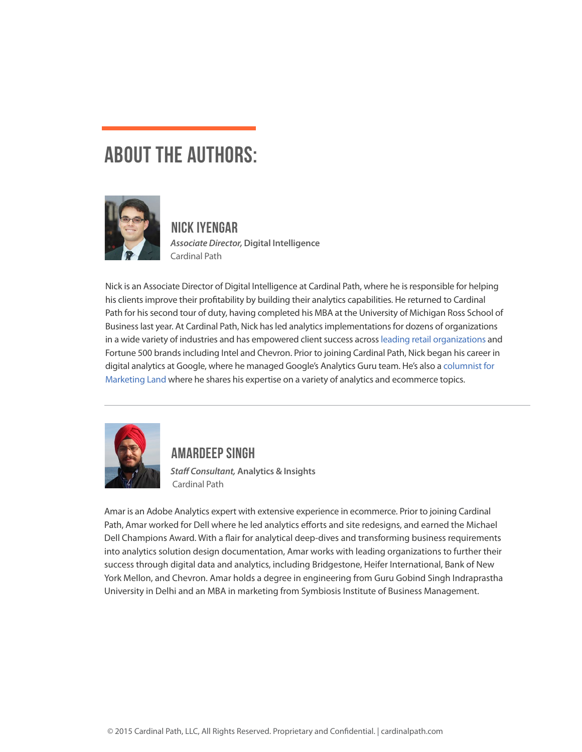# ABOUT THE AUTHORS:

## NICK IYENGAR

***Associate Director,*** **Digital Intelligence**
Cardinal Path

Nick is an Associate Director of Digital Intelligence at Cardinal Path, where he is responsible for helping his clients improve their profitability by building their analytics capabilities. He returned to Cardinal Path for his second tour of duty, having completed his MBA at the University of Michigan Ross School of Business last year. At Cardinal Path, Nick has led analytics implementations for dozens of organizations in a wide variety of industries and has empowered client success across leading retail organizations and Fortune 500 brands including Intel and Chevron. Prior to joining Cardinal Path, Nick began his career in digital analytics at Google, where he managed Google's Analytics Guru team. He's also a columnist for Marketing Land where he shares his expertise on a variety of analytics and ecommerce topics.

---

## AMARDEEP SINGH

***Staff Consultant,*** **Analytics & Insights**
Cardinal Path

Amar is an Adobe Analytics expert with extensive experience in ecommerce. Prior to joining Cardinal Path, Amar worked for Dell where he led analytics efforts and site redesigns, and earned the Michael Dell Champions Award. With a flair for analytical deep-dives and transforming business requirements into analytics solution design documentation, Amar works with leading organizations to further their success through digital data and analytics, including Bridgestone, Heifer International, Bank of New York Mellon, and Chevron. Amar holds a degree in engineering from Guru Gobind Singh Indraprastha University in Delhi and an MBA in marketing from Symbiosis Institute of Business Management.

© 2015 Cardinal Path, LLC, All Rights Reserved. Proprietary and Confidential. | cardinalpath.com